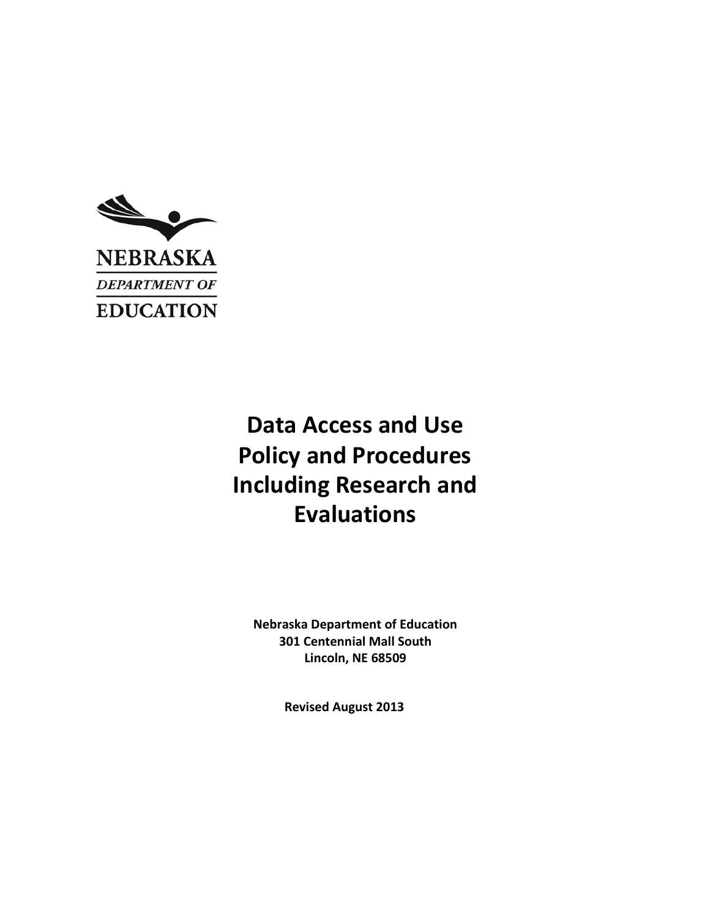NEBRASKA
DEPARTMENT OF
EDUCATION

# Data Access and Use Policy and Procedures Including Research and Evaluations

**Nebraska Department of Education**
**301 Centennial Mall South**
**Lincoln, NE 68509**

**Revised August 2013**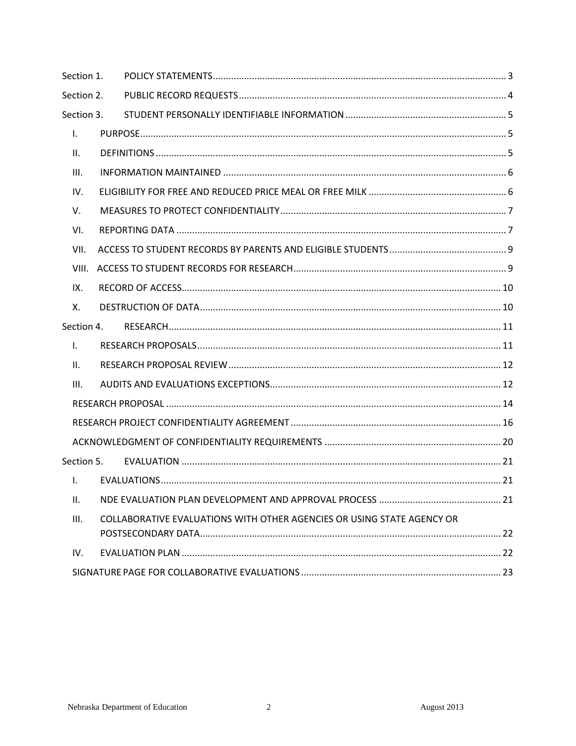Section 1. POLICY STATEMENTS ..... 3

Section 2. PUBLIC RECORD REQUESTS ..... 4

Section 3. STUDENT PERSONALLY IDENTIFIABLE INFORMATION ..... 5

- I. PURPOSE ..... 5
- II. DEFINITIONS ..... 5
- III. INFORMATION MAINTAINED ..... 6
- IV. ELIGIBILITY FOR FREE AND REDUCED PRICE MEAL OR FREE MILK ..... 6
- V. MEASURES TO PROTECT CONFIDENTIALITY ..... 7
- VI. REPORTING DATA ..... 7
- VII. ACCESS TO STUDENT RECORDS BY PARENTS AND ELIGIBLE STUDENTS ..... 9
- VIII. ACCESS TO STUDENT RECORDS FOR RESEARCH ..... 9
- IX. RECORD OF ACCESS ..... 10
- X. DESTRUCTION OF DATA ..... 10

Section 4. RESEARCH ..... 11

- I. RESEARCH PROPOSALS ..... 11
- II. RESEARCH PROPOSAL REVIEW ..... 12
- III. AUDITS AND EVALUATIONS EXCEPTIONS ..... 12
- RESEARCH PROPOSAL ..... 14
- RESEARCH PROJECT CONFIDENTIALITY AGREEMENT ..... 16
- ACKNOWLEDGMENT OF CONFIDENTIALITY REQUIREMENTS ..... 20

Section 5. EVALUATION ..... 21

- I. EVALUATIONS ..... 21
- II. NDE EVALUATION PLAN DEVELOPMENT AND APPROVAL PROCESS ..... 21
- III. COLLABORATIVE EVALUATIONS WITH OTHER AGENCIES OR USING STATE AGENCY OR POSTSECONDARY DATA ..... 22
- IV. EVALUATION PLAN ..... 22
- SIGNATURE PAGE FOR COLLABORATIVE EVALUATIONS ..... 23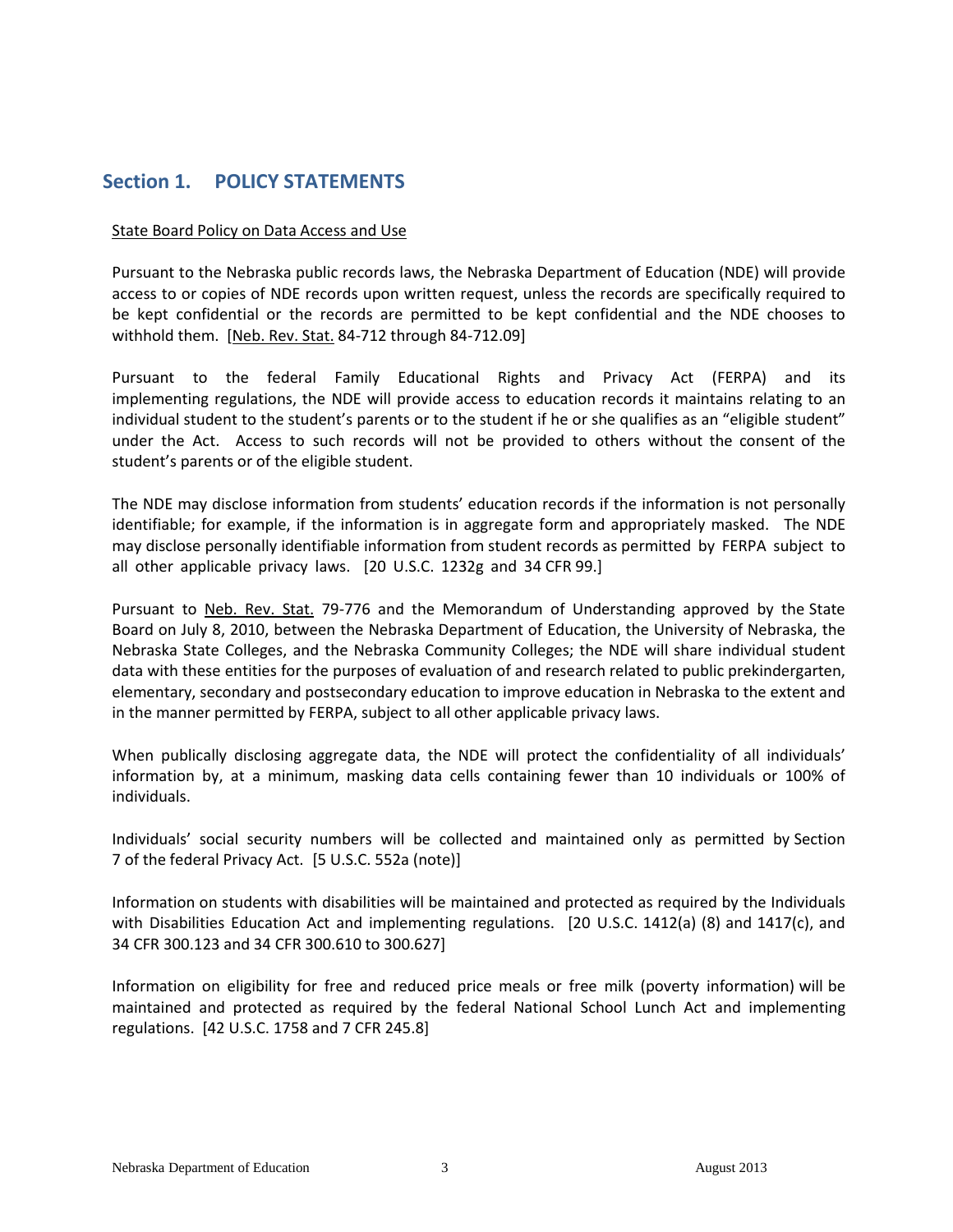## Section 1. POLICY STATEMENTS

State Board Policy on Data Access and Use

Pursuant to the Nebraska public records laws, the Nebraska Department of Education (NDE) will provide access to or copies of NDE records upon written request, unless the records are specifically required to be kept confidential or the records are permitted to be kept confidential and the NDE chooses to withhold them. [Neb. Rev. Stat. 84-712 through 84-712.09]

Pursuant to the federal Family Educational Rights and Privacy Act (FERPA) and its implementing regulations, the NDE will provide access to education records it maintains relating to an individual student to the student's parents or to the student if he or she qualifies as an "eligible student" under the Act. Access to such records will not be provided to others without the consent of the student's parents or of the eligible student.

The NDE may disclose information from students' education records if the information is not personally identifiable; for example, if the information is in aggregate form and appropriately masked. The NDE may disclose personally identifiable information from student records as permitted by FERPA subject to all other applicable privacy laws. [20 U.S.C. 1232g and 34 CFR 99.]

Pursuant to Neb. Rev. Stat. 79-776 and the Memorandum of Understanding approved by the State Board on July 8, 2010, between the Nebraska Department of Education, the University of Nebraska, the Nebraska State Colleges, and the Nebraska Community Colleges; the NDE will share individual student data with these entities for the purposes of evaluation of and research related to public prekindergarten, elementary, secondary and postsecondary education to improve education in Nebraska to the extent and in the manner permitted by FERPA, subject to all other applicable privacy laws.

When publically disclosing aggregate data, the NDE will protect the confidentiality of all individuals' information by, at a minimum, masking data cells containing fewer than 10 individuals or 100% of individuals.

Individuals' social security numbers will be collected and maintained only as permitted by Section 7 of the federal Privacy Act. [5 U.S.C. 552a (note)]

Information on students with disabilities will be maintained and protected as required by the Individuals with Disabilities Education Act and implementing regulations. [20 U.S.C. 1412(a) (8) and 1417(c), and 34 CFR 300.123 and 34 CFR 300.610 to 300.627]

Information on eligibility for free and reduced price meals or free milk (poverty information) will be maintained and protected as required by the federal National School Lunch Act and implementing regulations. [42 U.S.C. 1758 and 7 CFR 245.8]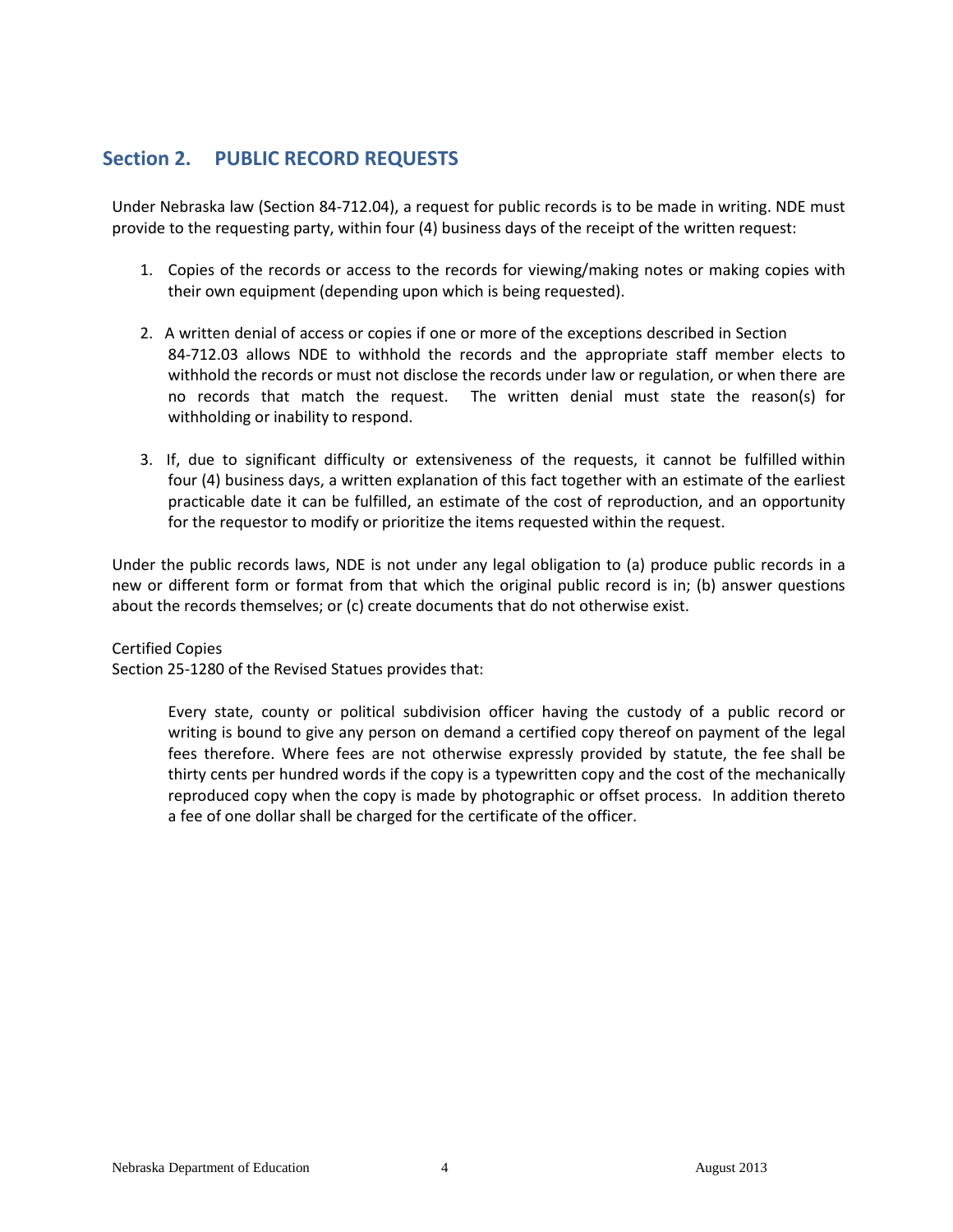## Section 2. PUBLIC RECORD REQUESTS

Under Nebraska law (Section 84-712.04), a request for public records is to be made in writing. NDE must provide to the requesting party, within four (4) business days of the receipt of the written request:

1. Copies of the records or access to the records for viewing/making notes or making copies with their own equipment (depending upon which is being requested).

2. A written denial of access or copies if one or more of the exceptions described in Section 84-712.03 allows NDE to withhold the records and the appropriate staff member elects to withhold the records or must not disclose the records under law or regulation, or when there are no records that match the request. The written denial must state the reason(s) for withholding or inability to respond.

3. If, due to significant difficulty or extensiveness of the requests, it cannot be fulfilled within four (4) business days, a written explanation of this fact together with an estimate of the earliest practicable date it can be fulfilled, an estimate of the cost of reproduction, and an opportunity for the requestor to modify or prioritize the items requested within the request.

Under the public records laws, NDE is not under any legal obligation to (a) produce public records in a new or different form or format from that which the original public record is in; (b) answer questions about the records themselves; or (c) create documents that do not otherwise exist.

Certified Copies
Section 25-1280 of the Revised Statues provides that:

> Every state, county or political subdivision officer having the custody of a public record or writing is bound to give any person on demand a certified copy thereof on payment of the legal fees therefore. Where fees are not otherwise expressly provided by statute, the fee shall be thirty cents per hundred words if the copy is a typewritten copy and the cost of the mechanically reproduced copy when the copy is made by photographic or offset process. In addition thereto a fee of one dollar shall be charged for the certificate of the officer.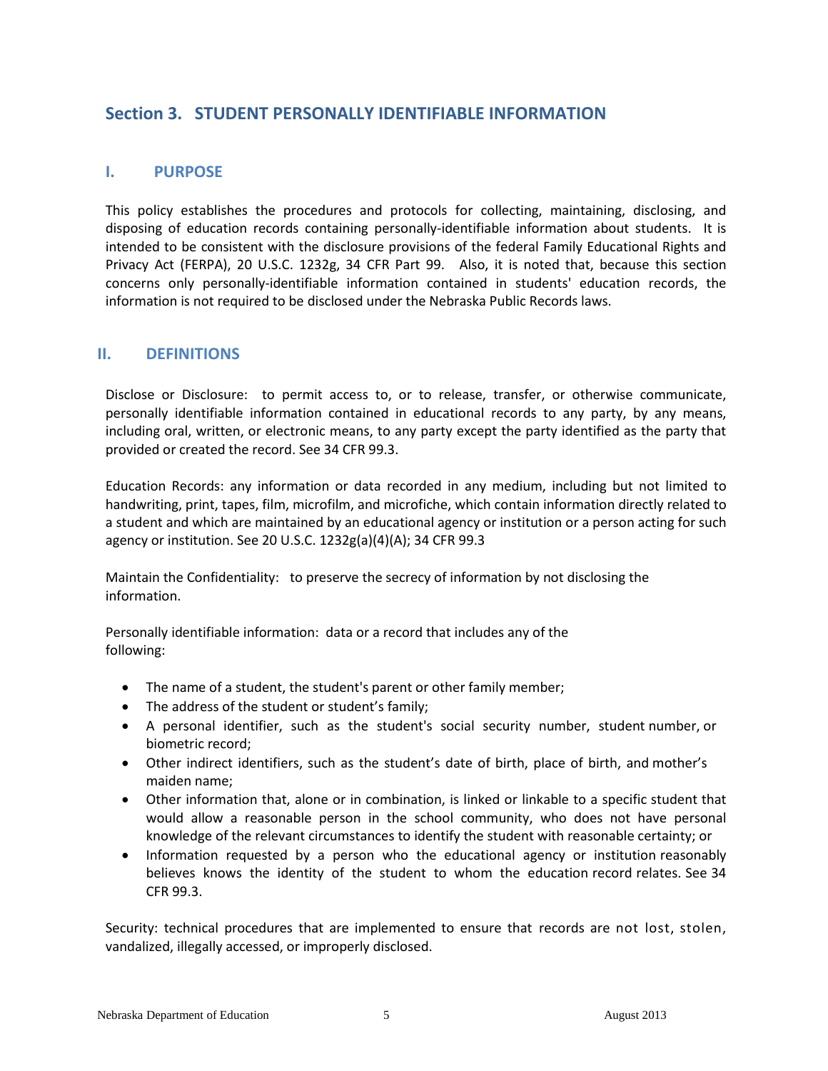## Section 3. STUDENT PERSONALLY IDENTIFIABLE INFORMATION

### I. PURPOSE

This policy establishes the procedures and protocols for collecting, maintaining, disclosing, and disposing of education records containing personally-identifiable information about students. It is intended to be consistent with the disclosure provisions of the federal Family Educational Rights and Privacy Act (FERPA), 20 U.S.C. 1232g, 34 CFR Part 99. Also, it is noted that, because this section concerns only personally-identifiable information contained in students' education records, the information is not required to be disclosed under the Nebraska Public Records laws.

### II. DEFINITIONS

Disclose or Disclosure: to permit access to, or to release, transfer, or otherwise communicate, personally identifiable information contained in educational records to any party, by any means, including oral, written, or electronic means, to any party except the party identified as the party that provided or created the record. See 34 CFR 99.3.

Education Records: any information or data recorded in any medium, including but not limited to handwriting, print, tapes, film, microfilm, and microfiche, which contain information directly related to a student and which are maintained by an educational agency or institution or a person acting for such agency or institution. See 20 U.S.C. 1232g(a)(4)(A); 34 CFR 99.3

Maintain the Confidentiality: to preserve the secrecy of information by not disclosing the information.

Personally identifiable information: data or a record that includes any of the following:

- The name of a student, the student's parent or other family member;
- The address of the student or student's family;
- A personal identifier, such as the student's social security number, student number, or biometric record;
- Other indirect identifiers, such as the student's date of birth, place of birth, and mother's maiden name;
- Other information that, alone or in combination, is linked or linkable to a specific student that would allow a reasonable person in the school community, who does not have personal knowledge of the relevant circumstances to identify the student with reasonable certainty; or
- Information requested by a person who the educational agency or institution reasonably believes knows the identity of the student to whom the education record relates. See 34 CFR 99.3.

Security: technical procedures that are implemented to ensure that records are not lost, stolen, vandalized, illegally accessed, or improperly disclosed.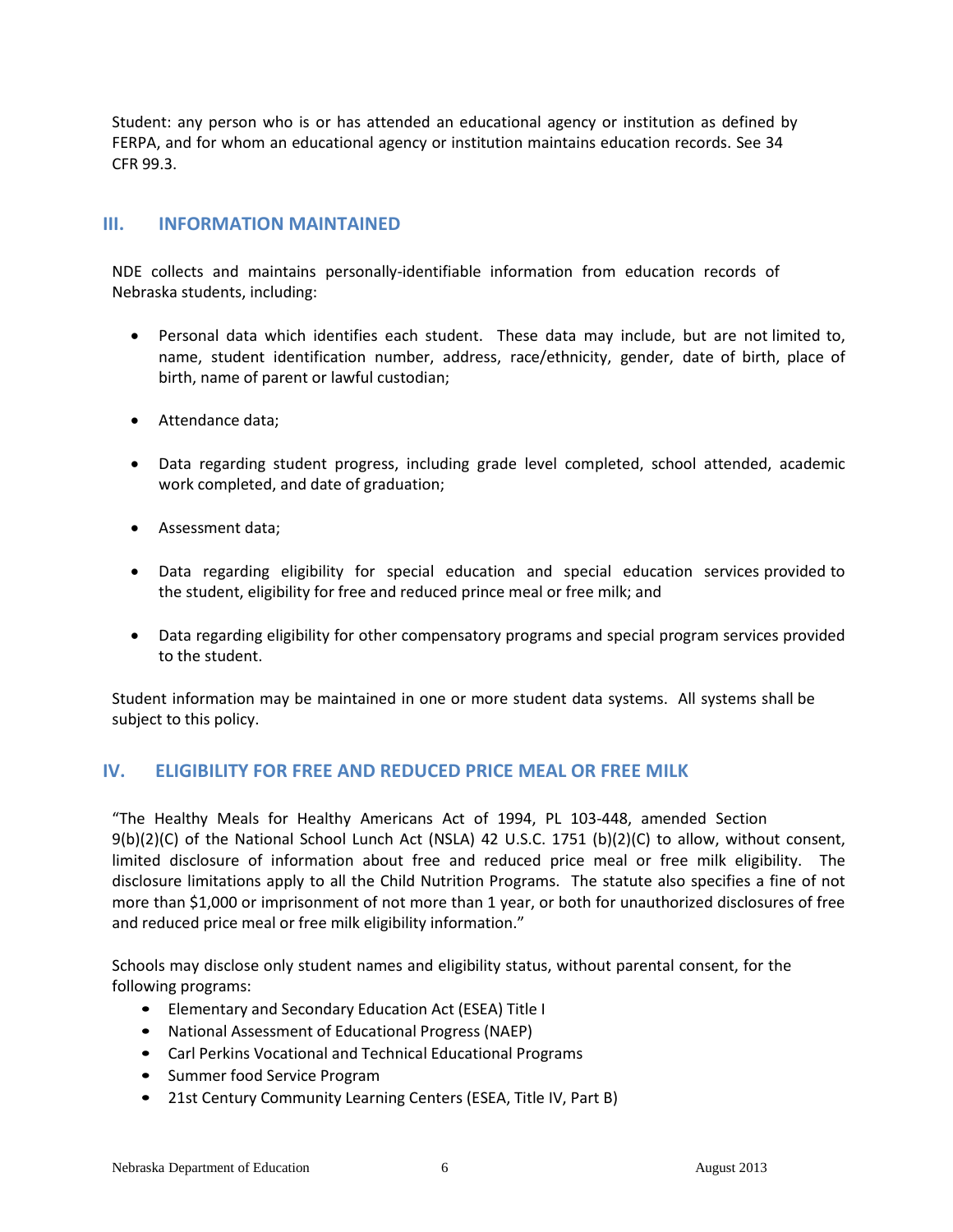Student: any person who is or has attended an educational agency or institution as defined by FERPA, and for whom an educational agency or institution maintains education records. See 34 CFR 99.3.

## III. INFORMATION MAINTAINED

NDE collects and maintains personally-identifiable information from education records of Nebraska students, including:

- Personal data which identifies each student. These data may include, but are not limited to, name, student identification number, address, race/ethnicity, gender, date of birth, place of birth, name of parent or lawful custodian;
- Attendance data;
- Data regarding student progress, including grade level completed, school attended, academic work completed, and date of graduation;
- Assessment data;
- Data regarding eligibility for special education and special education services provided to the student, eligibility for free and reduced prince meal or free milk; and
- Data regarding eligibility for other compensatory programs and special program services provided to the student.

Student information may be maintained in one or more student data systems. All systems shall be subject to this policy.

## IV. ELIGIBILITY FOR FREE AND REDUCED PRICE MEAL OR FREE MILK

"The Healthy Meals for Healthy Americans Act of 1994, PL 103-448, amended Section 9(b)(2)(C) of the National School Lunch Act (NSLA) 42 U.S.C. 1751 (b)(2)(C) to allow, without consent, limited disclosure of information about free and reduced price meal or free milk eligibility. The disclosure limitations apply to all the Child Nutrition Programs. The statute also specifies a fine of not more than $1,000 or imprisonment of not more than 1 year, or both for unauthorized disclosures of free and reduced price meal or free milk eligibility information."

Schools may disclose only student names and eligibility status, without parental consent, for the following programs:

- Elementary and Secondary Education Act (ESEA) Title I
- National Assessment of Educational Progress (NAEP)
- Carl Perkins Vocational and Technical Educational Programs
- Summer food Service Program
- 21st Century Community Learning Centers (ESEA, Title IV, Part B)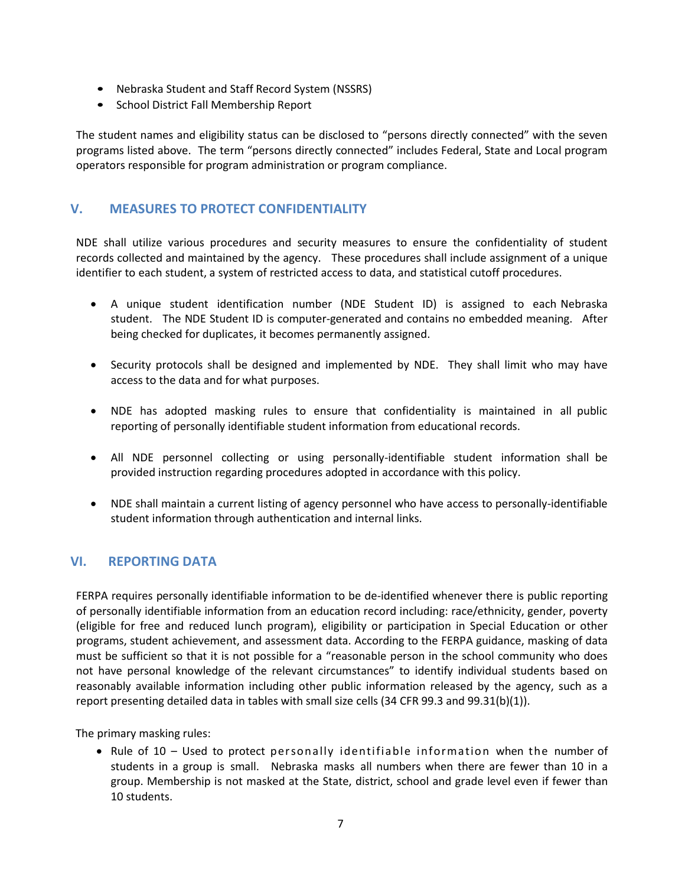- Nebraska Student and Staff Record System (NSSRS)
- School District Fall Membership Report

The student names and eligibility status can be disclosed to "persons directly connected" with the seven programs listed above. The term "persons directly connected" includes Federal, State and Local program operators responsible for program administration or program compliance.

## V. MEASURES TO PROTECT CONFIDENTIALITY

NDE shall utilize various procedures and security measures to ensure the confidentiality of student records collected and maintained by the agency. These procedures shall include assignment of a unique identifier to each student, a system of restricted access to data, and statistical cutoff procedures.

- A unique student identification number (NDE Student ID) is assigned to each Nebraska student. The NDE Student ID is computer-generated and contains no embedded meaning. After being checked for duplicates, it becomes permanently assigned.
- Security protocols shall be designed and implemented by NDE. They shall limit who may have access to the data and for what purposes.
- NDE has adopted masking rules to ensure that confidentiality is maintained in all public reporting of personally identifiable student information from educational records.
- All NDE personnel collecting or using personally-identifiable student information shall be provided instruction regarding procedures adopted in accordance with this policy.
- NDE shall maintain a current listing of agency personnel who have access to personally-identifiable student information through authentication and internal links.

## VI. REPORTING DATA

FERPA requires personally identifiable information to be de-identified whenever there is public reporting of personally identifiable information from an education record including: race/ethnicity, gender, poverty (eligible for free and reduced lunch program), eligibility or participation in Special Education or other programs, student achievement, and assessment data. According to the FERPA guidance, masking of data must be sufficient so that it is not possible for a "reasonable person in the school community who does not have personal knowledge of the relevant circumstances" to identify individual students based on reasonably available information including other public information released by the agency, such as a report presenting detailed data in tables with small size cells (34 CFR 99.3 and 99.31(b)(1)).

The primary masking rules:

- Rule of 10 – Used to protect personally identifiable information when the number of students in a group is small. Nebraska masks all numbers when there are fewer than 10 in a group. Membership is not masked at the State, district, school and grade level even if fewer than 10 students.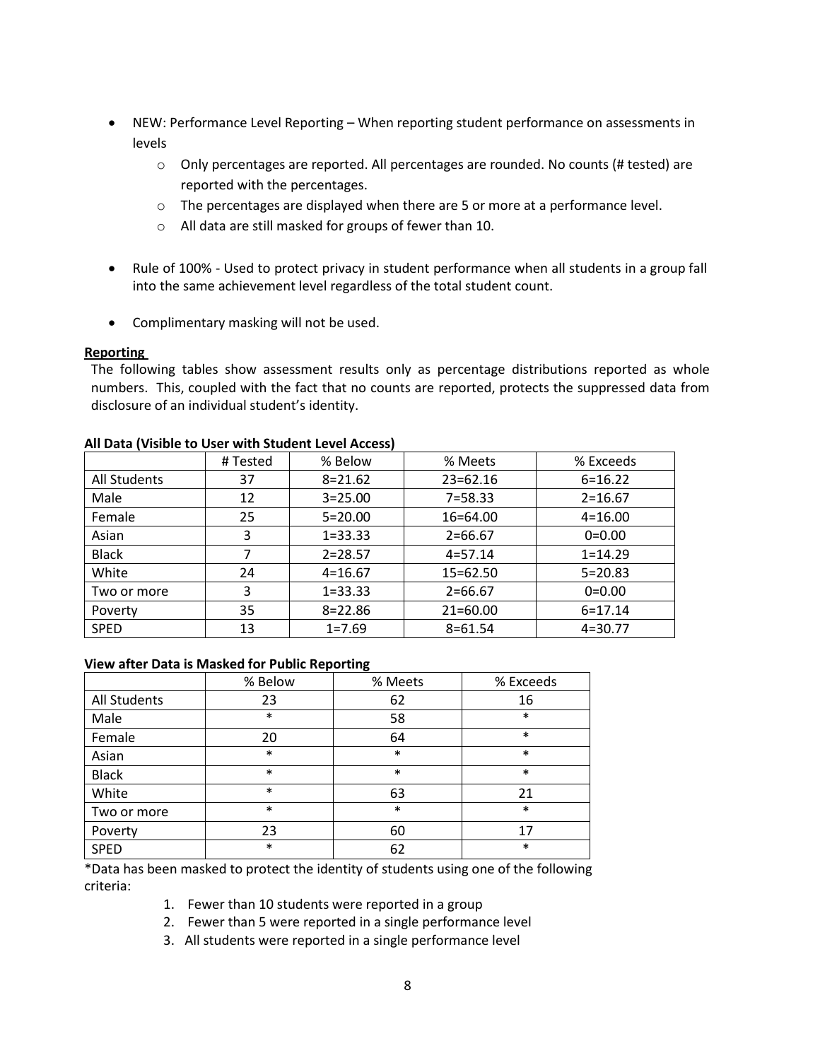- NEW: Performance Level Reporting – When reporting student performance on assessments in levels
  - Only percentages are reported. All percentages are rounded. No counts (# tested) are reported with the percentages.
  - The percentages are displayed when there are 5 or more at a performance level.
  - All data are still masked for groups of fewer than 10.

- Rule of 100% - Used to protect privacy in student performance when all students in a group fall into the same achievement level regardless of the total student count.

- Complimentary masking will not be used.

**Reporting**

The following tables show assessment results only as percentage distributions reported as whole numbers. This, coupled with the fact that no counts are reported, protects the suppressed data from disclosure of an individual student's identity.

**All Data (Visible to User with Student Level Access)**

| | # Tested | % Below | % Meets | % Exceeds |
|---|---|---|---|---|
| All Students | 37 | 8=21.62 | 23=62.16 | 6=16.22 |
| Male | 12 | 3=25.00 | 7=58.33 | 2=16.67 |
| Female | 25 | 5=20.00 | 16=64.00 | 4=16.00 |
| Asian | 3 | 1=33.33 | 2=66.67 | 0=0.00 |
| Black | 7 | 2=28.57 | 4=57.14 | 1=14.29 |
| White | 24 | 4=16.67 | 15=62.50 | 5=20.83 |
| Two or more | 3 | 1=33.33 | 2=66.67 | 0=0.00 |
| Poverty | 35 | 8=22.86 | 21=60.00 | 6=17.14 |
| SPED | 13 | 1=7.69 | 8=61.54 | 4=30.77 |

**View after Data is Masked for Public Reporting**

| | % Below | % Meets | % Exceeds |
|---|---|---|---|
| All Students | 23 | 62 | 16 |
| Male | * | 58 | * |
| Female | 20 | 64 | * |
| Asian | * | * | * |
| Black | * | * | * |
| White | * | 63 | 21 |
| Two or more | * | * | * |
| Poverty | 23 | 60 | 17 |
| SPED | * | 62 | * |

*Data has been masked to protect the identity of students using one of the following criteria:

1. Fewer than 10 students were reported in a group
2. Fewer than 5 were reported in a single performance level
3. All students were reported in a single performance level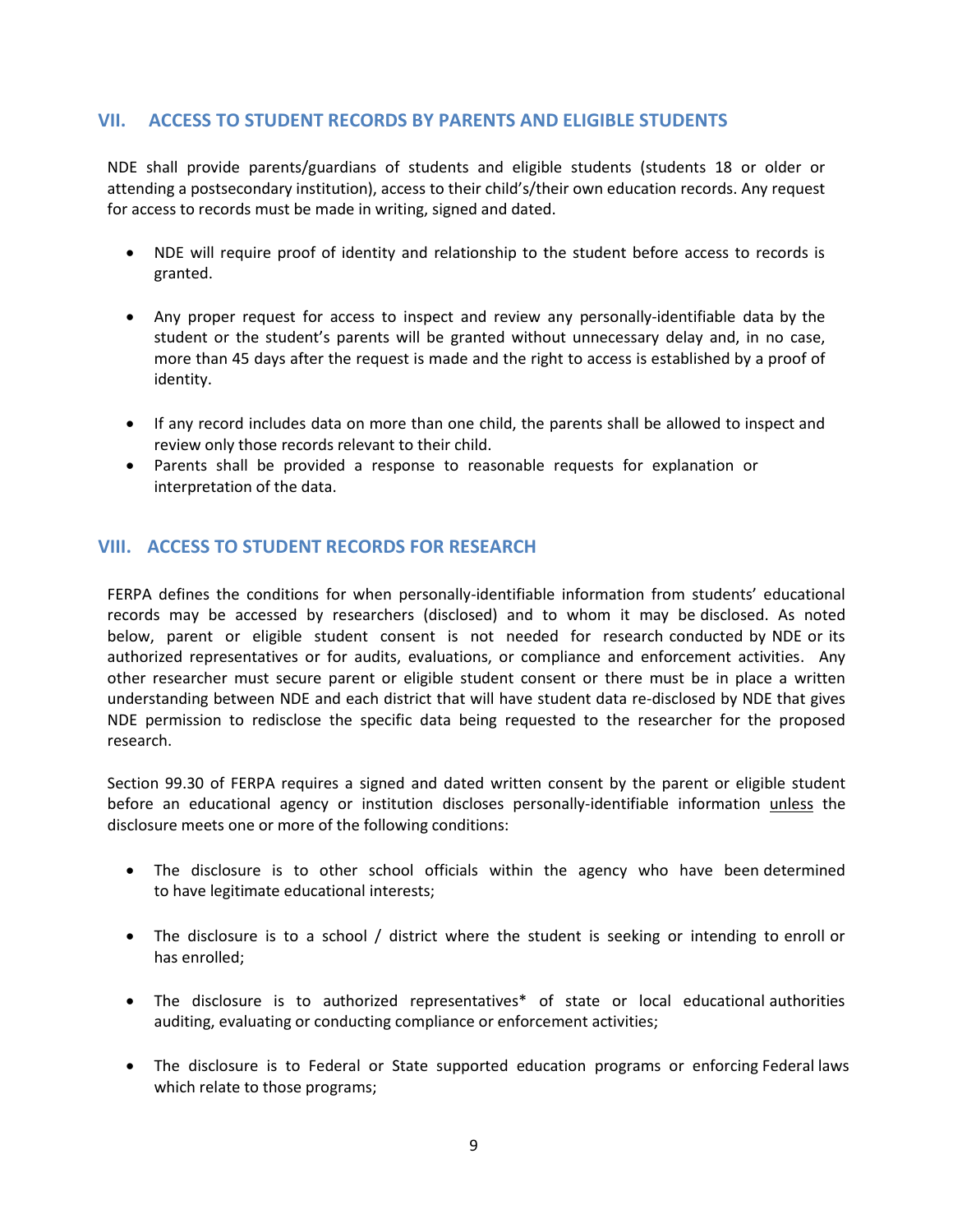## VII. ACCESS TO STUDENT RECORDS BY PARENTS AND ELIGIBLE STUDENTS

NDE shall provide parents/guardians of students and eligible students (students 18 or older or attending a postsecondary institution), access to their child's/their own education records. Any request for access to records must be made in writing, signed and dated.

- NDE will require proof of identity and relationship to the student before access to records is granted.
- Any proper request for access to inspect and review any personally-identifiable data by the student or the student's parents will be granted without unnecessary delay and, in no case, more than 45 days after the request is made and the right to access is established by a proof of identity.
- If any record includes data on more than one child, the parents shall be allowed to inspect and review only those records relevant to their child.
- Parents shall be provided a response to reasonable requests for explanation or interpretation of the data.

## VIII. ACCESS TO STUDENT RECORDS FOR RESEARCH

FERPA defines the conditions for when personally-identifiable information from students' educational records may be accessed by researchers (disclosed) and to whom it may be disclosed. As noted below, parent or eligible student consent is not needed for research conducted by NDE or its authorized representatives or for audits, evaluations, or compliance and enforcement activities. Any other researcher must secure parent or eligible student consent or there must be in place a written understanding between NDE and each district that will have student data re-disclosed by NDE that gives NDE permission to redisclose the specific data being requested to the researcher for the proposed research.

Section 99.30 of FERPA requires a signed and dated written consent by the parent or eligible student before an educational agency or institution discloses personally-identifiable information <u>unless</u> the disclosure meets one or more of the following conditions:

- The disclosure is to other school officials within the agency who have been determined to have legitimate educational interests;
- The disclosure is to a school / district where the student is seeking or intending to enroll or has enrolled;
- The disclosure is to authorized representatives* of state or local educational authorities auditing, evaluating or conducting compliance or enforcement activities;
- The disclosure is to Federal or State supported education programs or enforcing Federal laws which relate to those programs;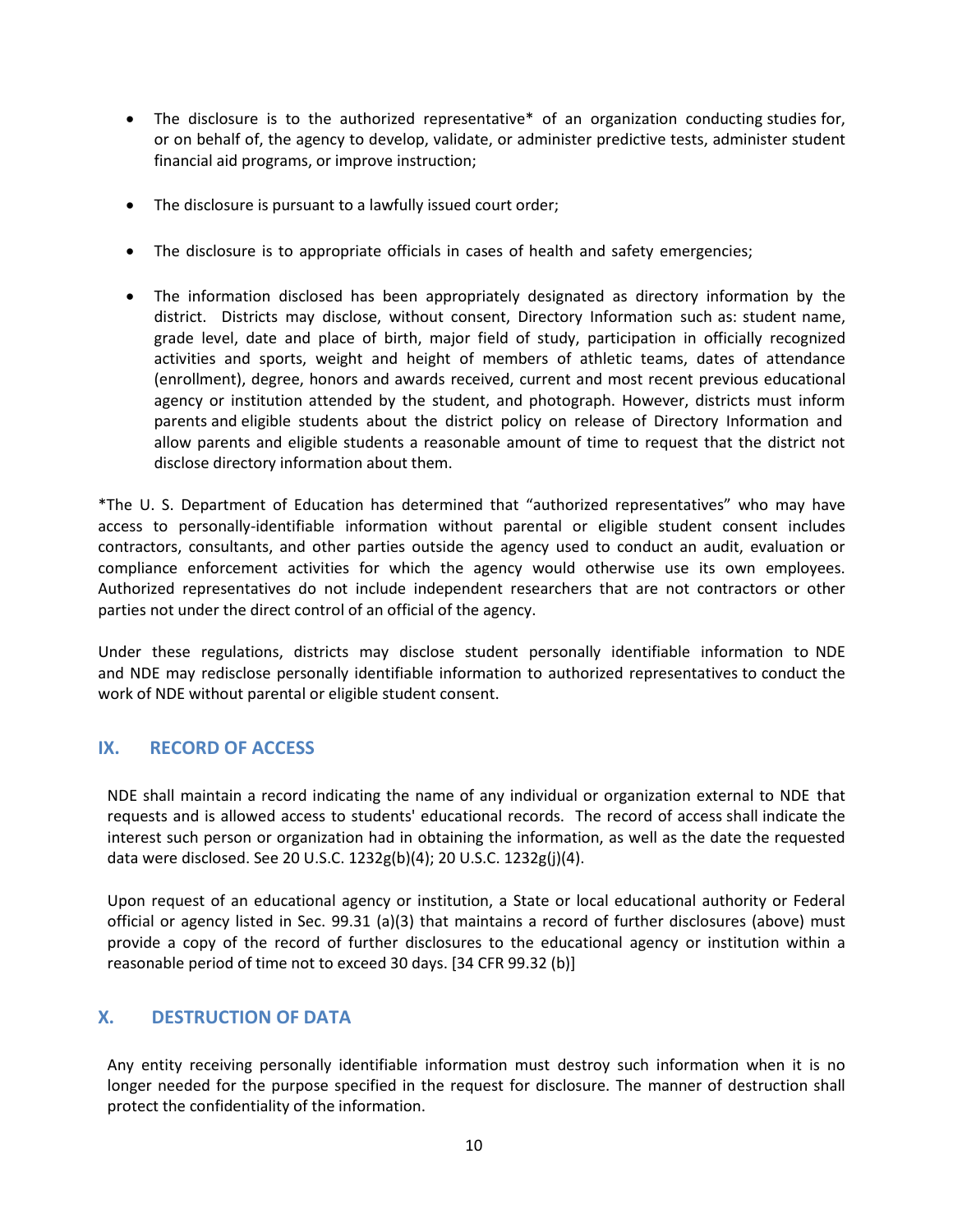- The disclosure is to the authorized representative* of an organization conducting studies for, or on behalf of, the agency to develop, validate, or administer predictive tests, administer student financial aid programs, or improve instruction;

- The disclosure is pursuant to a lawfully issued court order;

- The disclosure is to appropriate officials in cases of health and safety emergencies;

- The information disclosed has been appropriately designated as directory information by the district. Districts may disclose, without consent, Directory Information such as: student name, grade level, date and place of birth, major field of study, participation in officially recognized activities and sports, weight and height of members of athletic teams, dates of attendance (enrollment), degree, honors and awards received, current and most recent previous educational agency or institution attended by the student, and photograph. However, districts must inform parents and eligible students about the district policy on release of Directory Information and allow parents and eligible students a reasonable amount of time to request that the district not disclose directory information about them.

*The U. S. Department of Education has determined that "authorized representatives" who may have access to personally-identifiable information without parental or eligible student consent includes contractors, consultants, and other parties outside the agency used to conduct an audit, evaluation or compliance enforcement activities for which the agency would otherwise use its own employees. Authorized representatives do not include independent researchers that are not contractors or other parties not under the direct control of an official of the agency.

Under these regulations, districts may disclose student personally identifiable information to NDE and NDE may redisclose personally identifiable information to authorized representatives to conduct the work of NDE without parental or eligible student consent.

## IX. RECORD OF ACCESS

NDE shall maintain a record indicating the name of any individual or organization external to NDE that requests and is allowed access to students' educational records. The record of access shall indicate the interest such person or organization had in obtaining the information, as well as the date the requested data were disclosed. See 20 U.S.C. 1232g(b)(4); 20 U.S.C. 1232g(j)(4).

Upon request of an educational agency or institution, a State or local educational authority or Federal official or agency listed in Sec. 99.31 (a)(3) that maintains a record of further disclosures (above) must provide a copy of the record of further disclosures to the educational agency or institution within a reasonable period of time not to exceed 30 days. [34 CFR 99.32 (b)]

## X. DESTRUCTION OF DATA

Any entity receiving personally identifiable information must destroy such information when it is no longer needed for the purpose specified in the request for disclosure. The manner of destruction shall protect the confidentiality of the information.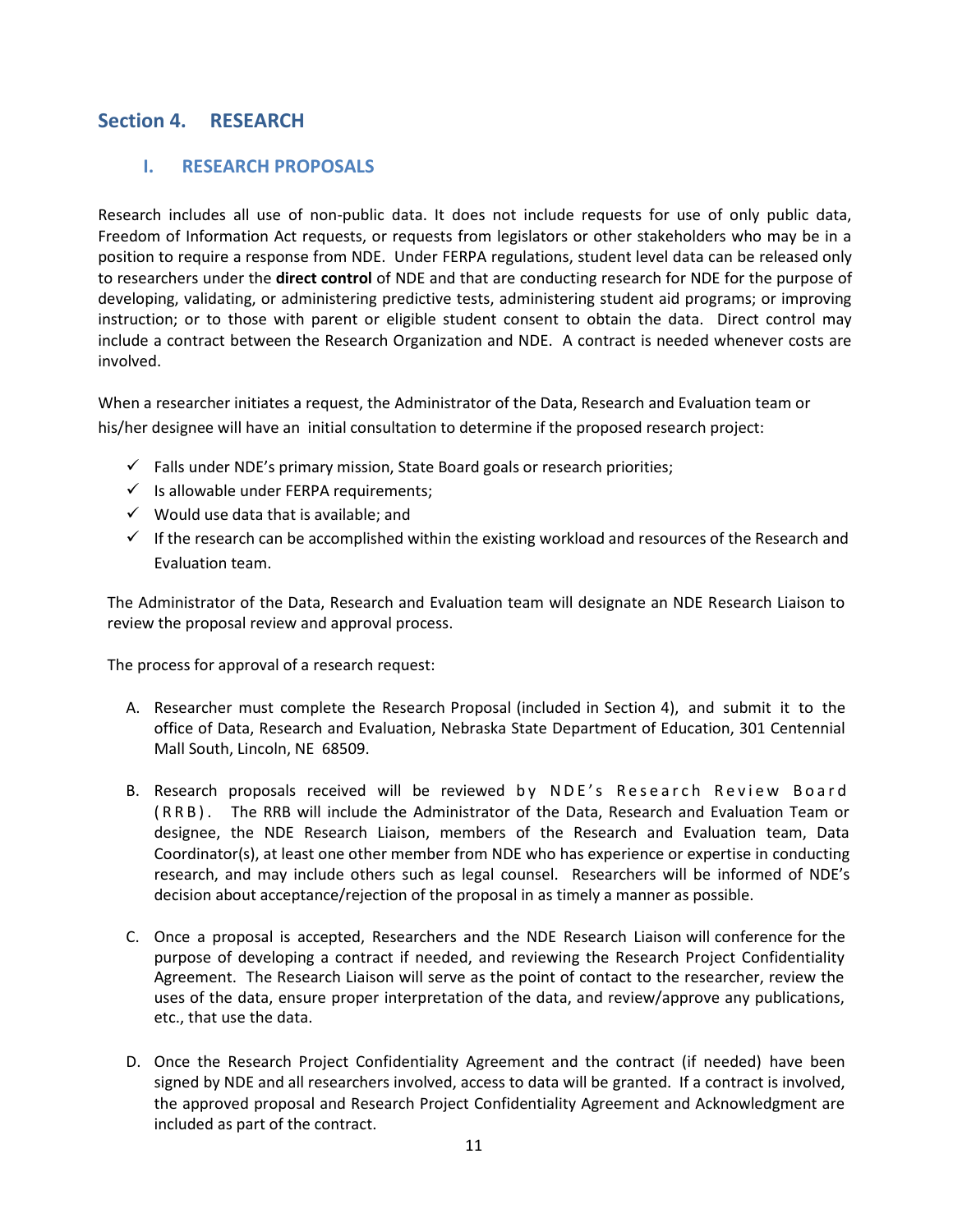## Section 4. RESEARCH

### I. RESEARCH PROPOSALS

Research includes all use of non-public data. It does not include requests for use of only public data, Freedom of Information Act requests, or requests from legislators or other stakeholders who may be in a position to require a response from NDE. Under FERPA regulations, student level data can be released only to researchers under the **direct control** of NDE and that are conducting research for NDE for the purpose of developing, validating, or administering predictive tests, administering student aid programs; or improving instruction; or to those with parent or eligible student consent to obtain the data. Direct control may include a contract between the Research Organization and NDE. A contract is needed whenever costs are involved.

When a researcher initiates a request, the Administrator of the Data, Research and Evaluation team or his/her designee will have an initial consultation to determine if the proposed research project:

- ✓ Falls under NDE's primary mission, State Board goals or research priorities;
- ✓ Is allowable under FERPA requirements;
- ✓ Would use data that is available; and
- ✓ If the research can be accomplished within the existing workload and resources of the Research and Evaluation team.

The Administrator of the Data, Research and Evaluation team will designate an NDE Research Liaison to review the proposal review and approval process.

The process for approval of a research request:

A. Researcher must complete the Research Proposal (included in Section 4), and submit it to the office of Data, Research and Evaluation, Nebraska State Department of Education, 301 Centennial Mall South, Lincoln, NE 68509.

B. Research proposals received will be reviewed by NDE's Research Review Board (RRB). The RRB will include the Administrator of the Data, Research and Evaluation Team or designee, the NDE Research Liaison, members of the Research and Evaluation team, Data Coordinator(s), at least one other member from NDE who has experience or expertise in conducting research, and may include others such as legal counsel. Researchers will be informed of NDE's decision about acceptance/rejection of the proposal in as timely a manner as possible.

C. Once a proposal is accepted, Researchers and the NDE Research Liaison will conference for the purpose of developing a contract if needed, and reviewing the Research Project Confidentiality Agreement. The Research Liaison will serve as the point of contact to the researcher, review the uses of the data, ensure proper interpretation of the data, and review/approve any publications, etc., that use the data.

D. Once the Research Project Confidentiality Agreement and the contract (if needed) have been signed by NDE and all researchers involved, access to data will be granted. If a contract is involved, the approved proposal and Research Project Confidentiality Agreement and Acknowledgment are included as part of the contract.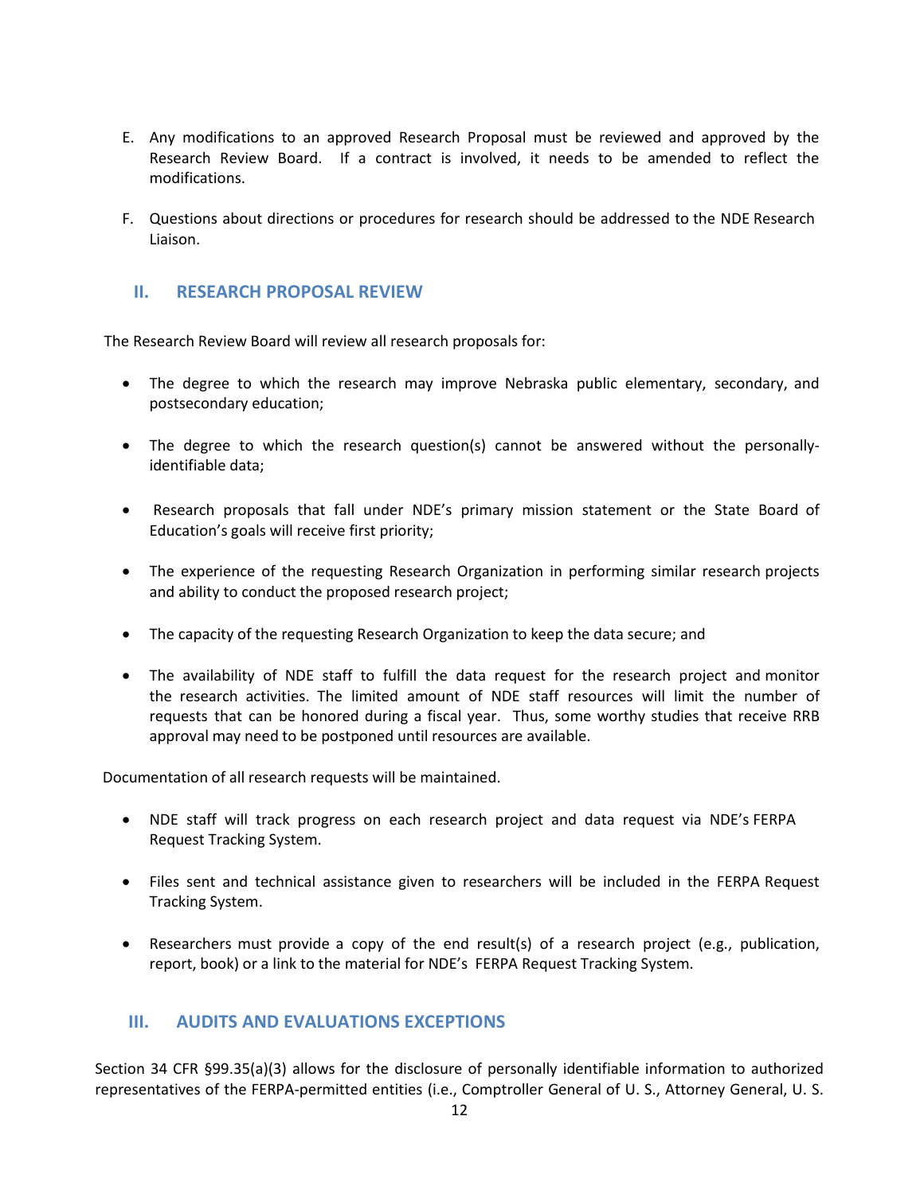E. Any modifications to an approved Research Proposal must be reviewed and approved by the Research Review Board. If a contract is involved, it needs to be amended to reflect the modifications.

F. Questions about directions or procedures for research should be addressed to the NDE Research Liaison.

## II. RESEARCH PROPOSAL REVIEW

The Research Review Board will review all research proposals for:

- The degree to which the research may improve Nebraska public elementary, secondary, and postsecondary education;
- The degree to which the research question(s) cannot be answered without the personally-identifiable data;
- Research proposals that fall under NDE's primary mission statement or the State Board of Education's goals will receive first priority;
- The experience of the requesting Research Organization in performing similar research projects and ability to conduct the proposed research project;
- The capacity of the requesting Research Organization to keep the data secure; and
- The availability of NDE staff to fulfill the data request for the research project and monitor the research activities. The limited amount of NDE staff resources will limit the number of requests that can be honored during a fiscal year. Thus, some worthy studies that receive RRB approval may need to be postponed until resources are available.

Documentation of all research requests will be maintained.

- NDE staff will track progress on each research project and data request via NDE's FERPA Request Tracking System.
- Files sent and technical assistance given to researchers will be included in the FERPA Request Tracking System.
- Researchers must provide a copy of the end result(s) of a research project (e.g., publication, report, book) or a link to the material for NDE's FERPA Request Tracking System.

## III. AUDITS AND EVALUATIONS EXCEPTIONS

Section 34 CFR §99.35(a)(3) allows for the disclosure of personally identifiable information to authorized representatives of the FERPA-permitted entities (i.e., Comptroller General of U. S., Attorney General, U. S.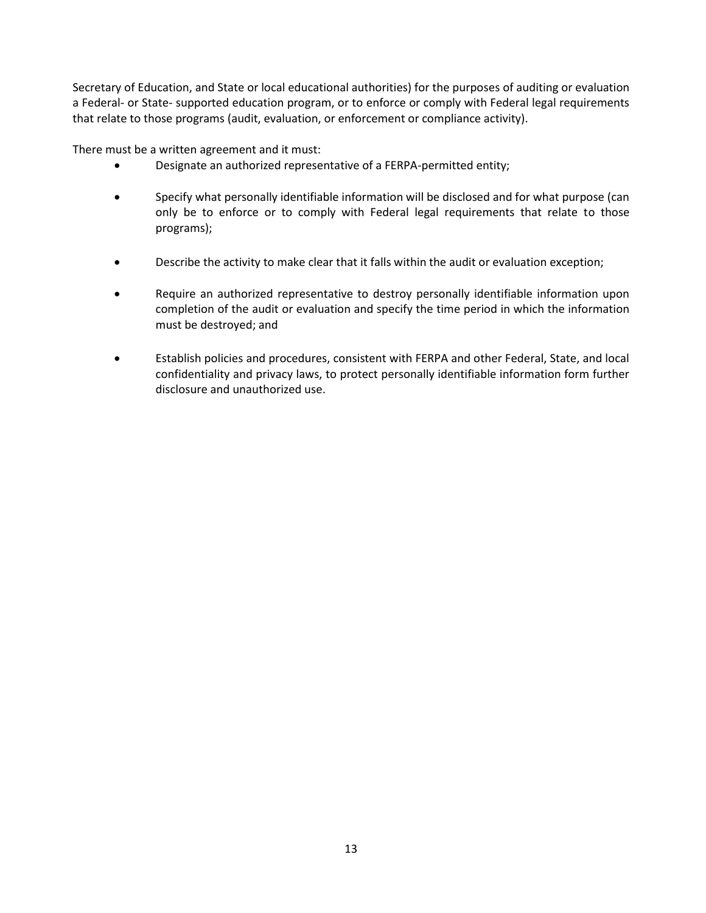Secretary of Education, and State or local educational authorities) for the purposes of auditing or evaluation a Federal- or State- supported education program, or to enforce or comply with Federal legal requirements that relate to those programs (audit, evaluation, or enforcement or compliance activity).

There must be a written agreement and it must:

- Designate an authorized representative of a FERPA-permitted entity;
- Specify what personally identifiable information will be disclosed and for what purpose (can only be to enforce or to comply with Federal legal requirements that relate to those programs);
- Describe the activity to make clear that it falls within the audit or evaluation exception;
- Require an authorized representative to destroy personally identifiable information upon completion of the audit or evaluation and specify the time period in which the information must be destroyed; and
- Establish policies and procedures, consistent with FERPA and other Federal, State, and local confidentiality and privacy laws, to protect personally identifiable information form further disclosure and unauthorized use.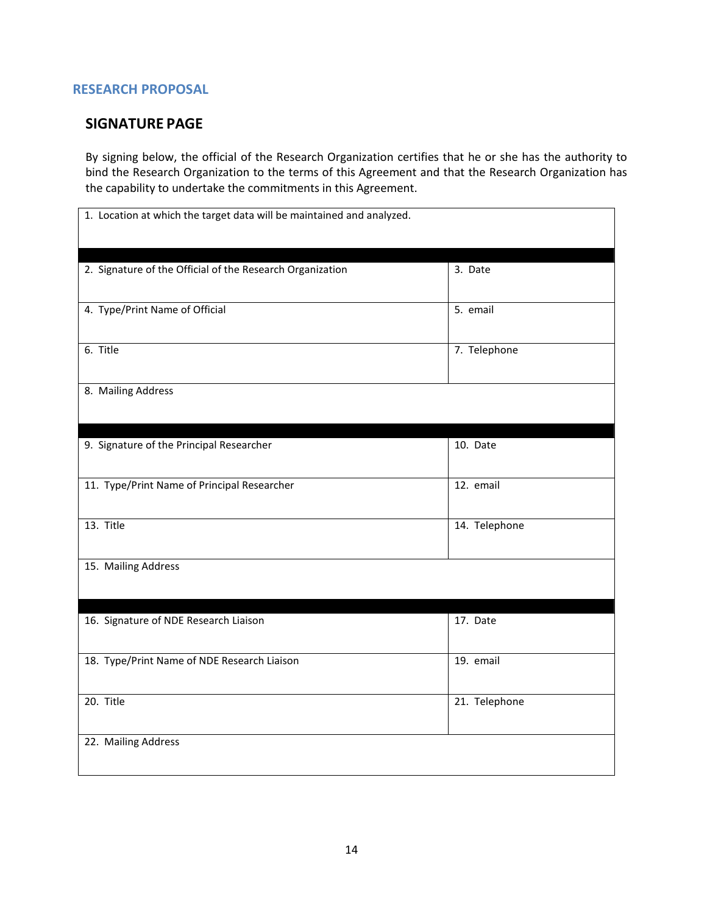## RESEARCH PROPOSAL

### SIGNATURE PAGE

By signing below, the official of the Research Organization certifies that he or she has the authority to bind the Research Organization to the terms of this Agreement and that the Research Organization has the capability to undertake the commitments in this Agreement.

| 1. Location at which the target data will be maintained and analyzed. | |
|---|---|
| | |
| 2. Signature of the Official of the Research Organization | 3. Date |
| 4. Type/Print Name of Official | 5. email |
| 6. Title | 7. Telephone |
| 8. Mailing Address | |
| | |
| 9. Signature of the Principal Researcher | 10. Date |
| 11. Type/Print Name of Principal Researcher | 12. email |
| 13. Title | 14. Telephone |
| 15. Mailing Address | |
| | |
| 16. Signature of NDE Research Liaison | 17. Date |
| 18. Type/Print Name of NDE Research Liaison | 19. email |
| 20. Title | 21. Telephone |
| 22. Mailing Address | |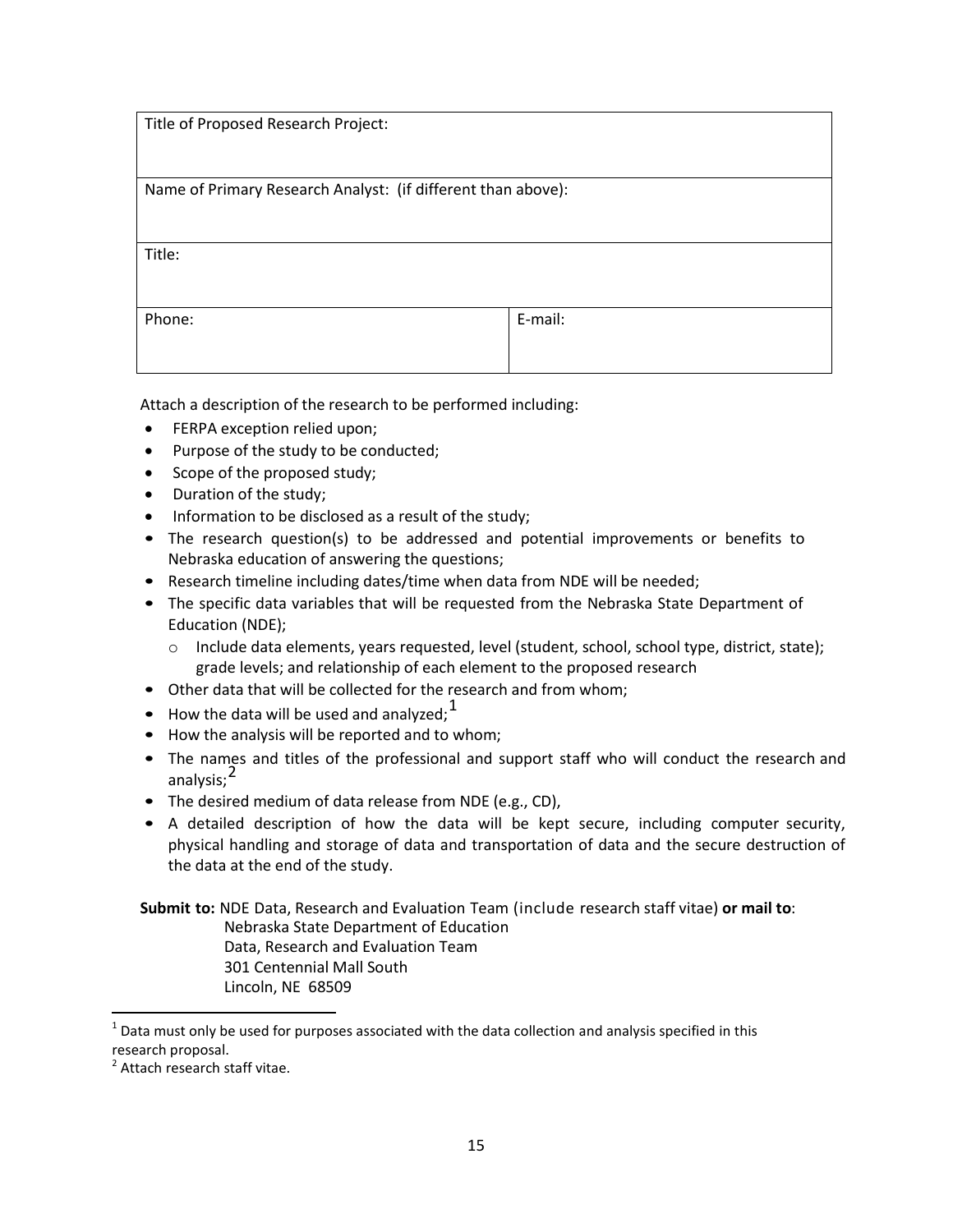| Title of Proposed Research Project: | |
| --- | --- |
| Name of Primary Research Analyst: (if different than above): | |
| Title: | |
| Phone: | E-mail: |

Attach a description of the research to be performed including:

- FERPA exception relied upon;
- Purpose of the study to be conducted;
- Scope of the proposed study;
- Duration of the study;
- Information to be disclosed as a result of the study;
- The research question(s) to be addressed and potential improvements or benefits to Nebraska education of answering the questions;
- Research timeline including dates/time when data from NDE will be needed;
- The specific data variables that will be requested from the Nebraska State Department of Education (NDE);
  - Include data elements, years requested, level (student, school, school type, district, state); grade levels; and relationship of each element to the proposed research
- Other data that will be collected for the research and from whom;
- How the data will be used and analyzed;[1]
- How the analysis will be reported and to whom;
- The names and titles of the professional and support staff who will conduct the research and analysis;[2]
- The desired medium of data release from NDE (e.g., CD),
- A detailed description of how the data will be kept secure, including computer security, physical handling and storage of data and transportation of data and the secure destruction of the data at the end of the study.

**Submit to:** NDE Data, Research and Evaluation Team (include research staff vitae) **or mail to**:
Nebraska State Department of Education
Data, Research and Evaluation Team
301 Centennial Mall South
Lincoln, NE 68509

[1] Data must only be used for purposes associated with the data collection and analysis specified in this research proposal.

[2] Attach research staff vitae.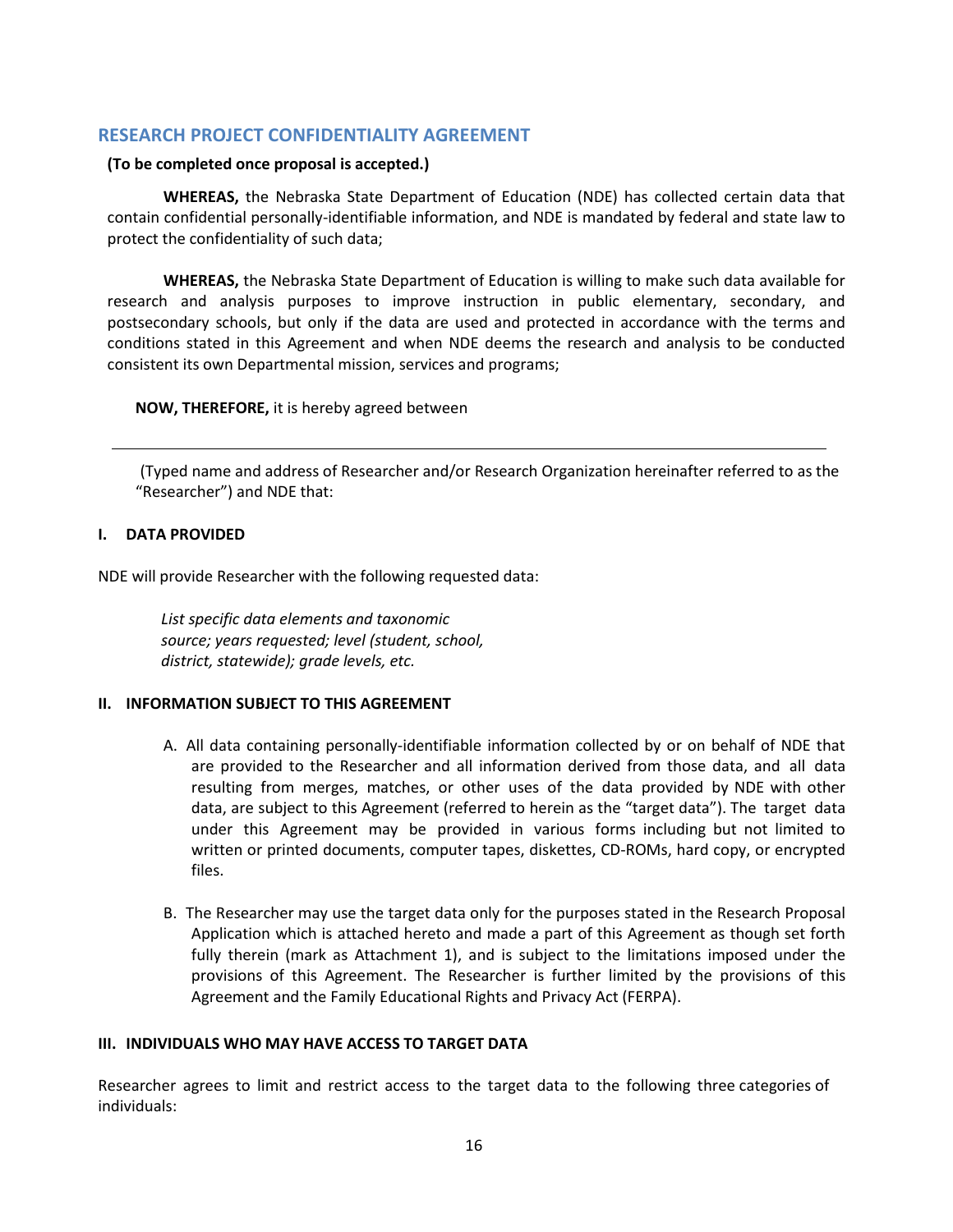## RESEARCH PROJECT CONFIDENTIALITY AGREEMENT

**(To be completed once proposal is accepted.)**

**WHEREAS,** the Nebraska State Department of Education (NDE) has collected certain data that contain confidential personally-identifiable information, and NDE is mandated by federal and state law to protect the confidentiality of such data;

**WHEREAS,** the Nebraska State Department of Education is willing to make such data available for research and analysis purposes to improve instruction in public elementary, secondary, and postsecondary schools, but only if the data are used and protected in accordance with the terms and conditions stated in this Agreement and when NDE deems the research and analysis to be conducted consistent its own Departmental mission, services and programs;

**NOW, THEREFORE,** it is hereby agreed between

_______________________________________________________________________________

(Typed name and address of Researcher and/or Research Organization hereinafter referred to as the "Researcher") and NDE that:

### I. DATA PROVIDED

NDE will provide Researcher with the following requested data:

*List specific data elements and taxonomic source; years requested; level (student, school, district, statewide); grade levels, etc.*

### II. INFORMATION SUBJECT TO THIS AGREEMENT

A. All data containing personally-identifiable information collected by or on behalf of NDE that are provided to the Researcher and all information derived from those data, and all data resulting from merges, matches, or other uses of the data provided by NDE with other data, are subject to this Agreement (referred to herein as the "target data"). The target data under this Agreement may be provided in various forms including but not limited to written or printed documents, computer tapes, diskettes, CD-ROMs, hard copy, or encrypted files.

B. The Researcher may use the target data only for the purposes stated in the Research Proposal Application which is attached hereto and made a part of this Agreement as though set forth fully therein (mark as Attachment 1), and is subject to the limitations imposed under the provisions of this Agreement. The Researcher is further limited by the provisions of this Agreement and the Family Educational Rights and Privacy Act (FERPA).

### III. INDIVIDUALS WHO MAY HAVE ACCESS TO TARGET DATA

Researcher agrees to limit and restrict access to the target data to the following three categories of individuals: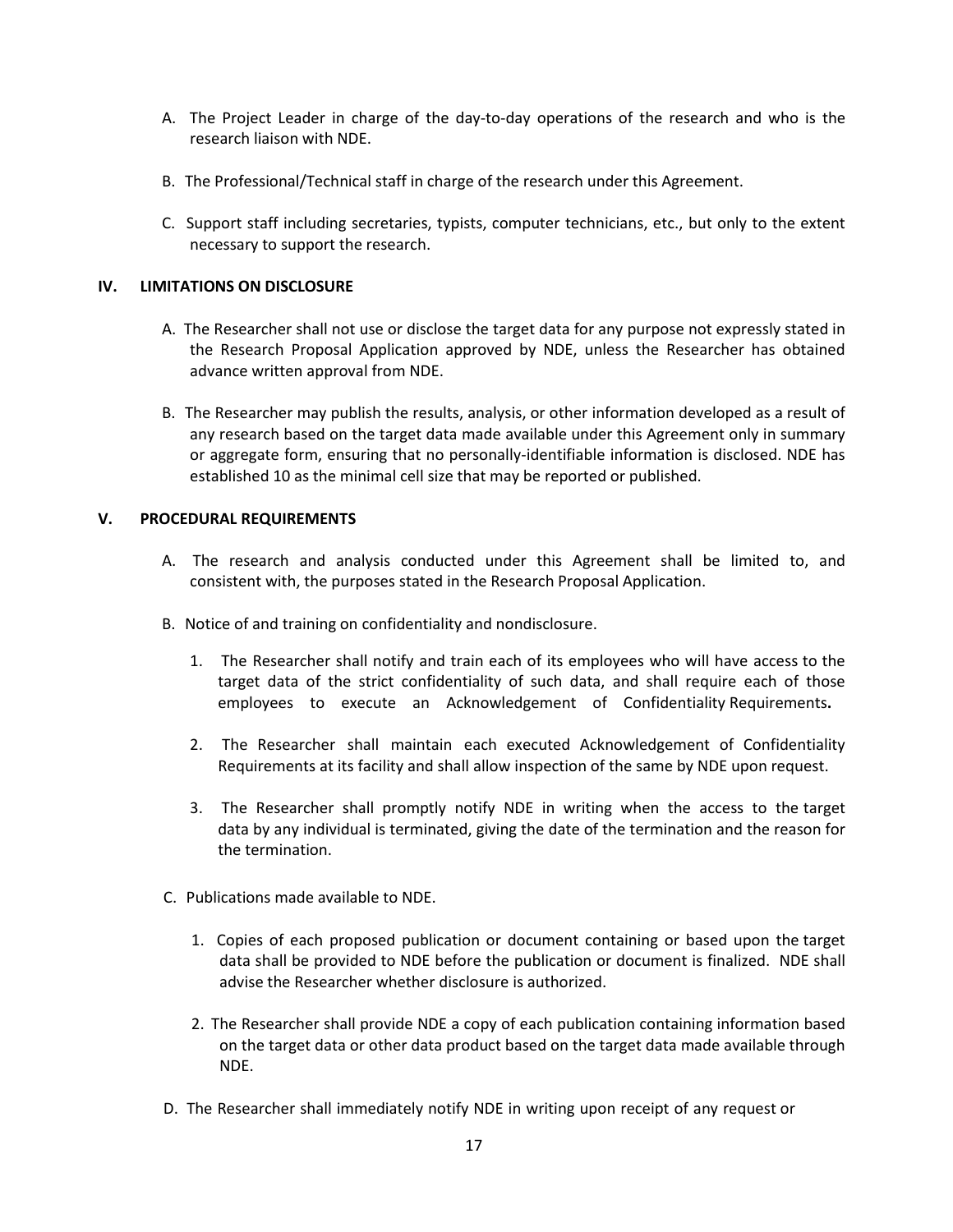A. The Project Leader in charge of the day-to-day operations of the research and who is the research liaison with NDE.

B. The Professional/Technical staff in charge of the research under this Agreement.

C. Support staff including secretaries, typists, computer technicians, etc., but only to the extent necessary to support the research.

## IV. LIMITATIONS ON DISCLOSURE

A. The Researcher shall not use or disclose the target data for any purpose not expressly stated in the Research Proposal Application approved by NDE, unless the Researcher has obtained advance written approval from NDE.

B. The Researcher may publish the results, analysis, or other information developed as a result of any research based on the target data made available under this Agreement only in summary or aggregate form, ensuring that no personally-identifiable information is disclosed. NDE has established 10 as the minimal cell size that may be reported or published.

## V. PROCEDURAL REQUIREMENTS

A. The research and analysis conducted under this Agreement shall be limited to, and consistent with, the purposes stated in the Research Proposal Application.

B. Notice of and training on confidentiality and nondisclosure.

1. The Researcher shall notify and train each of its employees who will have access to the target data of the strict confidentiality of such data, and shall require each of those employees to execute an Acknowledgement of Confidentiality Requirements**.**

2. The Researcher shall maintain each executed Acknowledgement of Confidentiality Requirements at its facility and shall allow inspection of the same by NDE upon request.

3. The Researcher shall promptly notify NDE in writing when the access to the target data by any individual is terminated, giving the date of the termination and the reason for the termination.

C. Publications made available to NDE.

1. Copies of each proposed publication or document containing or based upon the target data shall be provided to NDE before the publication or document is finalized. NDE shall advise the Researcher whether disclosure is authorized.

2. The Researcher shall provide NDE a copy of each publication containing information based on the target data or other data product based on the target data made available through NDE.

D. The Researcher shall immediately notify NDE in writing upon receipt of any request or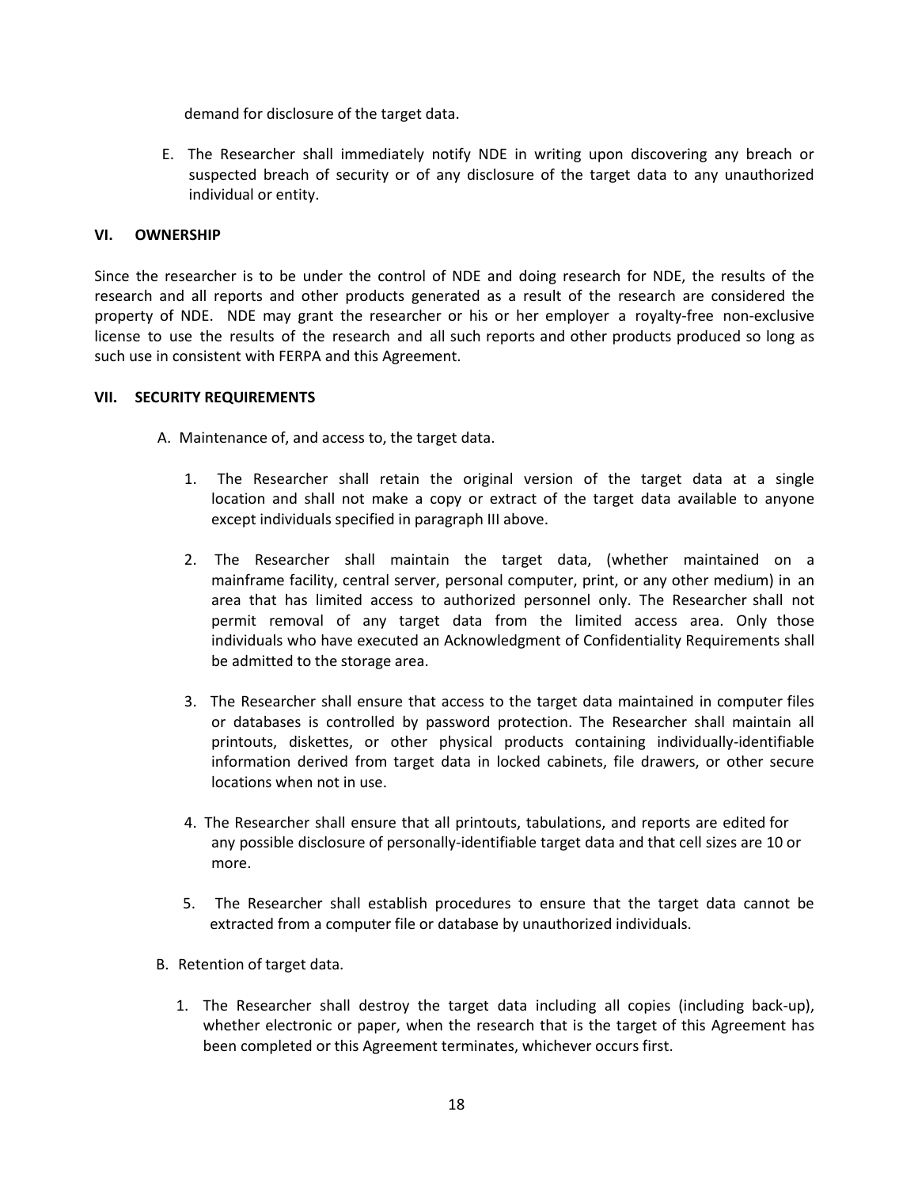demand for disclosure of the target data.

E. The Researcher shall immediately notify NDE in writing upon discovering any breach or suspected breach of security or of any disclosure of the target data to any unauthorized individual or entity.

**VI. OWNERSHIP**

Since the researcher is to be under the control of NDE and doing research for NDE, the results of the research and all reports and other products generated as a result of the research are considered the property of NDE. NDE may grant the researcher or his or her employer a royalty-free non-exclusive license to use the results of the research and all such reports and other products produced so long as such use in consistent with FERPA and this Agreement.

**VII. SECURITY REQUIREMENTS**

A. Maintenance of, and access to, the target data.

1. The Researcher shall retain the original version of the target data at a single location and shall not make a copy or extract of the target data available to anyone except individuals specified in paragraph III above.

2. The Researcher shall maintain the target data, (whether maintained on a mainframe facility, central server, personal computer, print, or any other medium) in an area that has limited access to authorized personnel only. The Researcher shall not permit removal of any target data from the limited access area. Only those individuals who have executed an Acknowledgment of Confidentiality Requirements shall be admitted to the storage area.

3. The Researcher shall ensure that access to the target data maintained in computer files or databases is controlled by password protection. The Researcher shall maintain all printouts, diskettes, or other physical products containing individually-identifiable information derived from target data in locked cabinets, file drawers, or other secure locations when not in use.

4. The Researcher shall ensure that all printouts, tabulations, and reports are edited for any possible disclosure of personally-identifiable target data and that cell sizes are 10 or more.

5. The Researcher shall establish procedures to ensure that the target data cannot be extracted from a computer file or database by unauthorized individuals.

B. Retention of target data.

1. The Researcher shall destroy the target data including all copies (including back-up), whether electronic or paper, when the research that is the target of this Agreement has been completed or this Agreement terminates, whichever occurs first.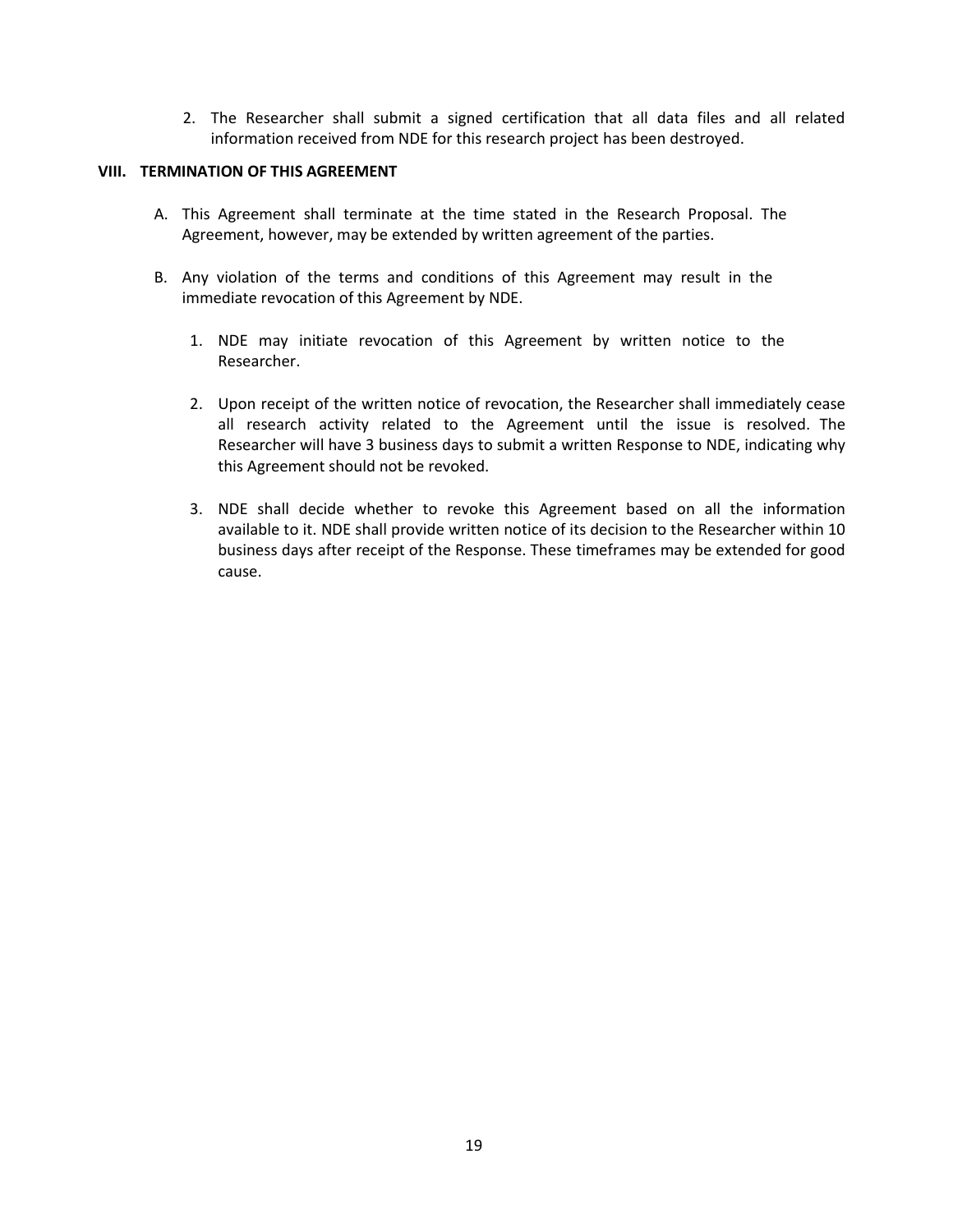2. The Researcher shall submit a signed certification that all data files and all related information received from NDE for this research project has been destroyed.

## VIII. TERMINATION OF THIS AGREEMENT

A. This Agreement shall terminate at the time stated in the Research Proposal. The Agreement, however, may be extended by written agreement of the parties.

B. Any violation of the terms and conditions of this Agreement may result in the immediate revocation of this Agreement by NDE.

   1. NDE may initiate revocation of this Agreement by written notice to the Researcher.

   2. Upon receipt of the written notice of revocation, the Researcher shall immediately cease all research activity related to the Agreement until the issue is resolved. The Researcher will have 3 business days to submit a written Response to NDE, indicating why this Agreement should not be revoked.

   3. NDE shall decide whether to revoke this Agreement based on all the information available to it. NDE shall provide written notice of its decision to the Researcher within 10 business days after receipt of the Response. These timeframes may be extended for good cause.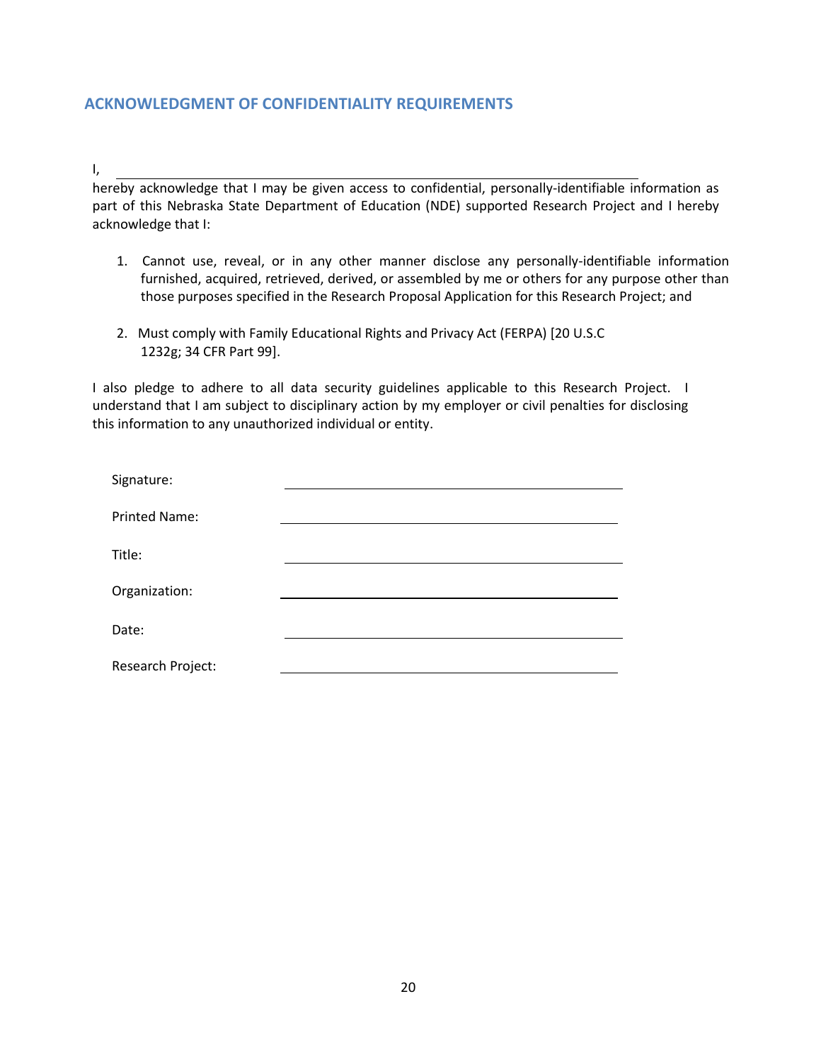## ACKNOWLEDGMENT OF CONFIDENTIALITY REQUIREMENTS

I, \_\_\_\_\_\_\_\_\_\_\_\_\_\_\_\_\_\_\_\_\_\_\_\_\_\_\_\_\_\_\_\_\_\_\_\_\_\_\_\_\_\_\_\_\_\_\_\_\_\_\_\_\_\_\_\_
hereby acknowledge that I may be given access to confidential, personally-identifiable information as part of this Nebraska State Department of Education (NDE) supported Research Project and I hereby acknowledge that I:

1. Cannot use, reveal, or in any other manner disclose any personally-identifiable information furnished, acquired, retrieved, derived, or assembled by me or others for any purpose other than those purposes specified in the Research Proposal Application for this Research Project; and

2. Must comply with Family Educational Rights and Privacy Act (FERPA) [20 U.S.C 1232g; 34 CFR Part 99].

I also pledge to adhere to all data security guidelines applicable to this Research Project. I understand that I am subject to disciplinary action by my employer or civil penalties for disclosing this information to any unauthorized individual or entity.

Signature: \_\_\_\_\_\_\_\_\_\_\_\_\_\_\_\_\_\_\_\_\_\_\_\_\_\_\_\_\_\_\_\_\_\_\_\_\_\_\_\_

Printed Name: \_\_\_\_\_\_\_\_\_\_\_\_\_\_\_\_\_\_\_\_\_\_\_\_\_\_\_\_\_\_\_\_\_\_\_\_\_\_\_\_

Title: \_\_\_\_\_\_\_\_\_\_\_\_\_\_\_\_\_\_\_\_\_\_\_\_\_\_\_\_\_\_\_\_\_\_\_\_\_\_\_\_

Organization: \_\_\_\_\_\_\_\_\_\_\_\_\_\_\_\_\_\_\_\_\_\_\_\_\_\_\_\_\_\_\_\_\_\_\_\_\_\_\_\_

Date: \_\_\_\_\_\_\_\_\_\_\_\_\_\_\_\_\_\_\_\_\_\_\_\_\_\_\_\_\_\_\_\_\_\_\_\_\_\_\_\_

Research Project: \_\_\_\_\_\_\_\_\_\_\_\_\_\_\_\_\_\_\_\_\_\_\_\_\_\_\_\_\_\_\_\_\_\_\_\_\_\_\_\_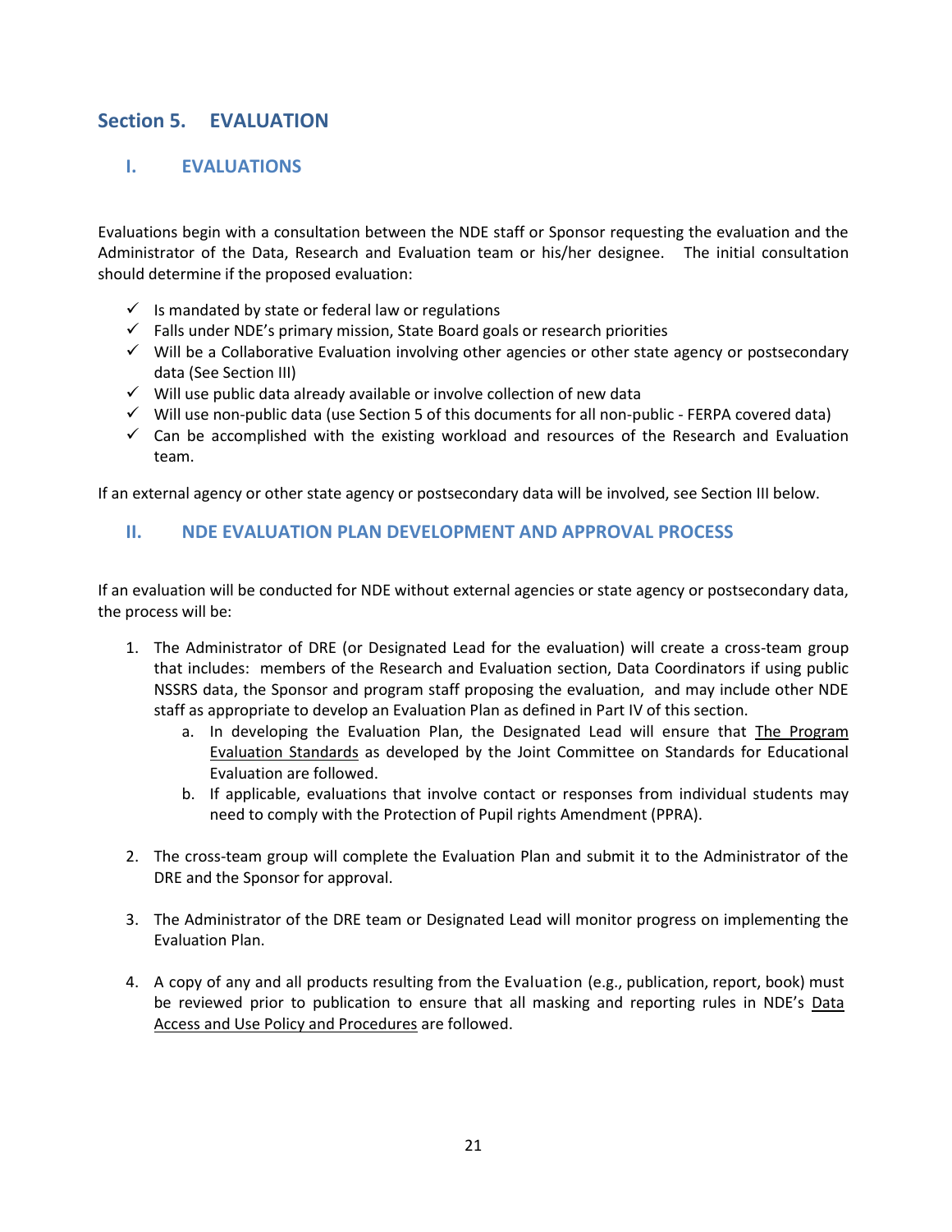# Section 5. EVALUATION

## I. EVALUATIONS

Evaluations begin with a consultation between the NDE staff or Sponsor requesting the evaluation and the Administrator of the Data, Research and Evaluation team or his/her designee. The initial consultation should determine if the proposed evaluation:

- ✓ Is mandated by state or federal law or regulations
- ✓ Falls under NDE's primary mission, State Board goals or research priorities
- ✓ Will be a Collaborative Evaluation involving other agencies or other state agency or postsecondary data (See Section III)
- ✓ Will use public data already available or involve collection of new data
- ✓ Will use non-public data (use Section 5 of this documents for all non-public - FERPA covered data)
- ✓ Can be accomplished with the existing workload and resources of the Research and Evaluation team.

If an external agency or other state agency or postsecondary data will be involved, see Section III below.

## II. NDE EVALUATION PLAN DEVELOPMENT AND APPROVAL PROCESS

If an evaluation will be conducted for NDE without external agencies or state agency or postsecondary data, the process will be:

1. The Administrator of DRE (or Designated Lead for the evaluation) will create a cross-team group that includes: members of the Research and Evaluation section, Data Coordinators if using public NSSRS data, the Sponsor and program staff proposing the evaluation, and may include other NDE staff as appropriate to develop an Evaluation Plan as defined in Part IV of this section.
   a. In developing the Evaluation Plan, the Designated Lead will ensure that The Program Evaluation Standards as developed by the Joint Committee on Standards for Educational Evaluation are followed.
   b. If applicable, evaluations that involve contact or responses from individual students may need to comply with the Protection of Pupil rights Amendment (PPRA).

2. The cross-team group will complete the Evaluation Plan and submit it to the Administrator of the DRE and the Sponsor for approval.

3. The Administrator of the DRE team or Designated Lead will monitor progress on implementing the Evaluation Plan.

4. A copy of any and all products resulting from the Evaluation (e.g., publication, report, book) must be reviewed prior to publication to ensure that all masking and reporting rules in NDE's Data Access and Use Policy and Procedures are followed.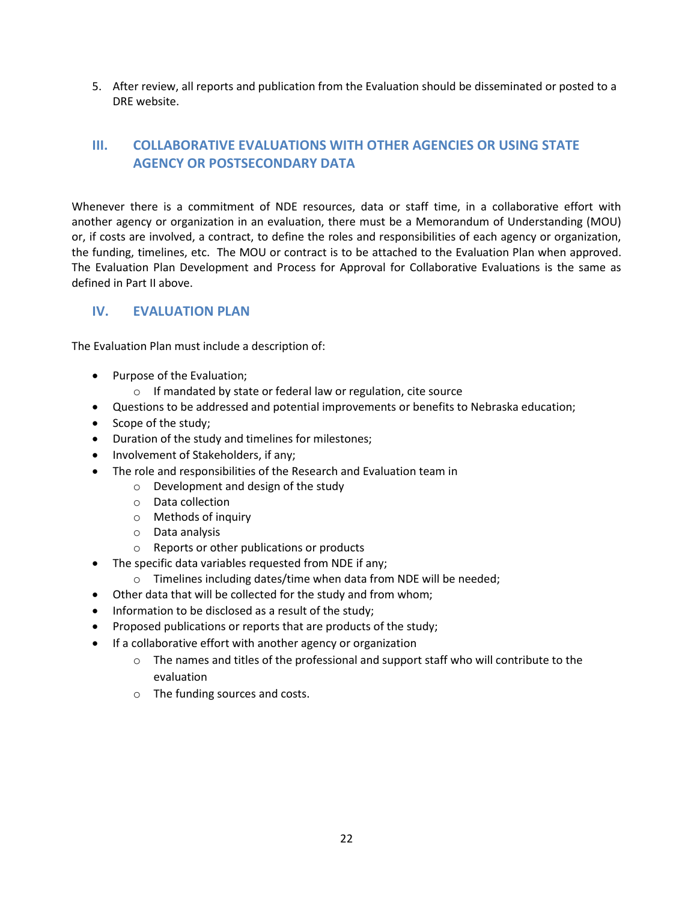5. After review, all reports and publication from the Evaluation should be disseminated or posted to a DRE website.

## III. COLLABORATIVE EVALUATIONS WITH OTHER AGENCIES OR USING STATE AGENCY OR POSTSECONDARY DATA

Whenever there is a commitment of NDE resources, data or staff time, in a collaborative effort with another agency or organization in an evaluation, there must be a Memorandum of Understanding (MOU) or, if costs are involved, a contract, to define the roles and responsibilities of each agency or organization, the funding, timelines, etc. The MOU or contract is to be attached to the Evaluation Plan when approved. The Evaluation Plan Development and Process for Approval for Collaborative Evaluations is the same as defined in Part II above.

## IV. EVALUATION PLAN

The Evaluation Plan must include a description of:

- Purpose of the Evaluation;
  - If mandated by state or federal law or regulation, cite source
- Questions to be addressed and potential improvements or benefits to Nebraska education;
- Scope of the study;
- Duration of the study and timelines for milestones;
- Involvement of Stakeholders, if any;
- The role and responsibilities of the Research and Evaluation team in
  - Development and design of the study
  - Data collection
  - Methods of inquiry
  - Data analysis
  - Reports or other publications or products
- The specific data variables requested from NDE if any;
  - Timelines including dates/time when data from NDE will be needed;
- Other data that will be collected for the study and from whom;
- Information to be disclosed as a result of the study;
- Proposed publications or reports that are products of the study;
- If a collaborative effort with another agency or organization
  - The names and titles of the professional and support staff who will contribute to the evaluation
  - The funding sources and costs.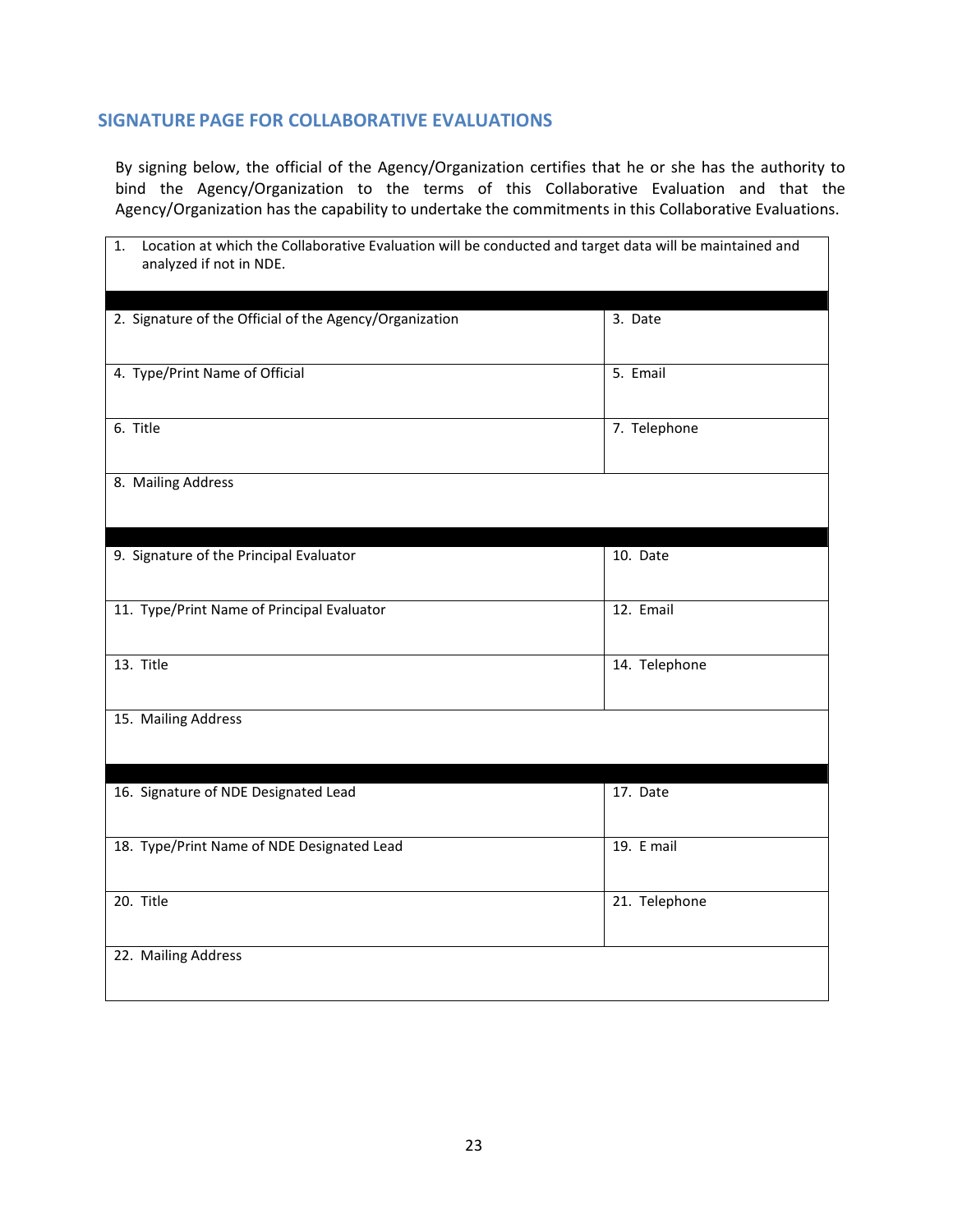## SIGNATURE PAGE FOR COLLABORATIVE EVALUATIONS

By signing below, the official of the Agency/Organization certifies that he or she has the authority to bind the Agency/Organization to the terms of this Collaborative Evaluation and that the Agency/Organization has the capability to undertake the commitments in this Collaborative Evaluations.

| | |
|---|---|
| 1. Location at which the Collaborative Evaluation will be conducted and target data will be maintained and analyzed if not in NDE. | |
| | |
| 2. Signature of the Official of the Agency/Organization | 3. Date |
| 4. Type/Print Name of Official | 5. Email |
| 6. Title | 7. Telephone |
| 8. Mailing Address | |
| | |
| 9. Signature of the Principal Evaluator | 10. Date |
| 11. Type/Print Name of Principal Evaluator | 12. Email |
| 13. Title | 14. Telephone |
| 15. Mailing Address | |
| | |
| 16. Signature of NDE Designated Lead | 17. Date |
| 18. Type/Print Name of NDE Designated Lead | 19. E mail |
| 20. Title | 21. Telephone |
| 22. Mailing Address | |